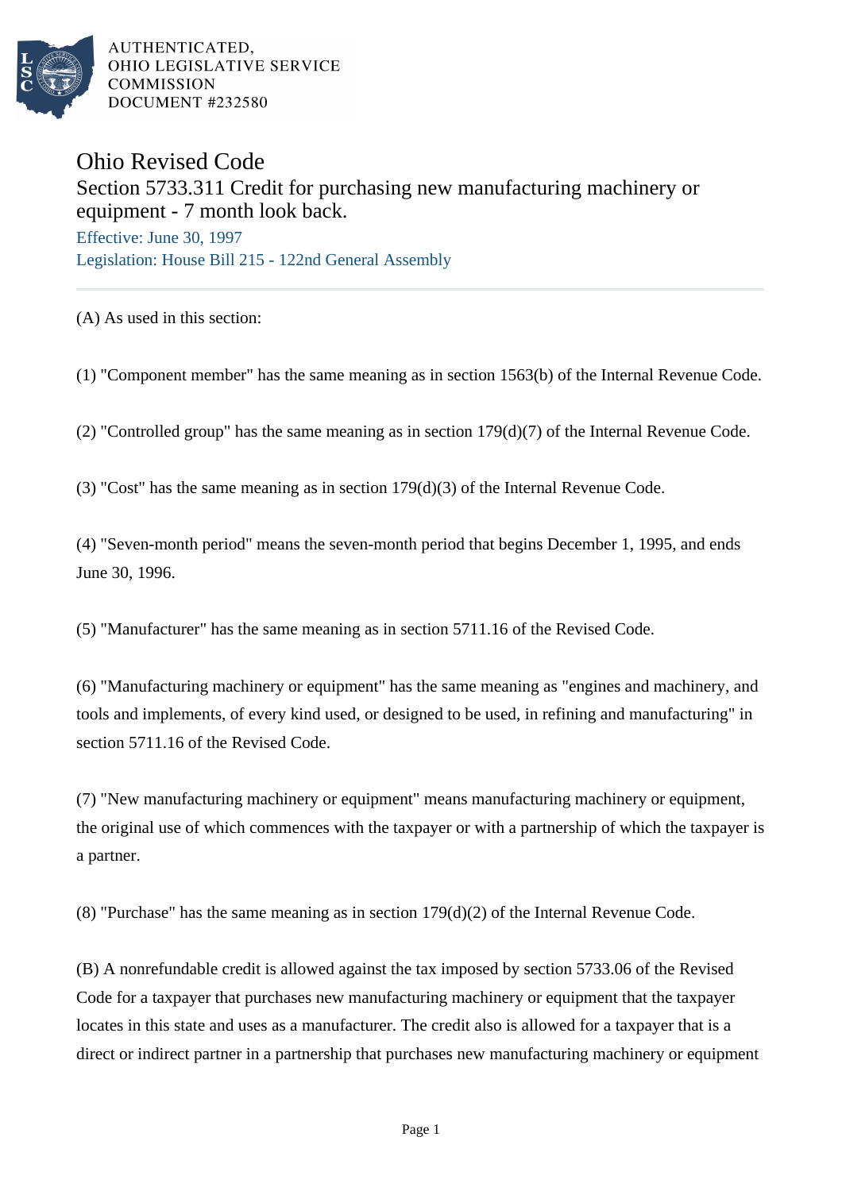AUTHENTICATED,
OHIO LEGISLATIVE SERVICE
COMMISSION
DOCUMENT #232580

# Ohio Revised Code

## Section 5733.311 Credit for purchasing new manufacturing machinery or equipment - 7 month look back.

Effective: June 30, 1997

Legislation: House Bill 215 - 122nd General Assembly

(A) As used in this section:

(1) "Component member" has the same meaning as in section 1563(b) of the Internal Revenue Code.

(2) "Controlled group" has the same meaning as in section 179(d)(7) of the Internal Revenue Code.

(3) "Cost" has the same meaning as in section 179(d)(3) of the Internal Revenue Code.

(4) "Seven-month period" means the seven-month period that begins December 1, 1995, and ends June 30, 1996.

(5) "Manufacturer" has the same meaning as in section 5711.16 of the Revised Code.

(6) "Manufacturing machinery or equipment" has the same meaning as "engines and machinery, and tools and implements, of every kind used, or designed to be used, in refining and manufacturing" in section 5711.16 of the Revised Code.

(7) "New manufacturing machinery or equipment" means manufacturing machinery or equipment, the original use of which commences with the taxpayer or with a partnership of which the taxpayer is a partner.

(8) "Purchase" has the same meaning as in section 179(d)(2) of the Internal Revenue Code.

(B) A nonrefundable credit is allowed against the tax imposed by section 5733.06 of the Revised Code for a taxpayer that purchases new manufacturing machinery or equipment that the taxpayer locates in this state and uses as a manufacturer. The credit also is allowed for a taxpayer that is a direct or indirect partner in a partnership that purchases new manufacturing machinery or equipment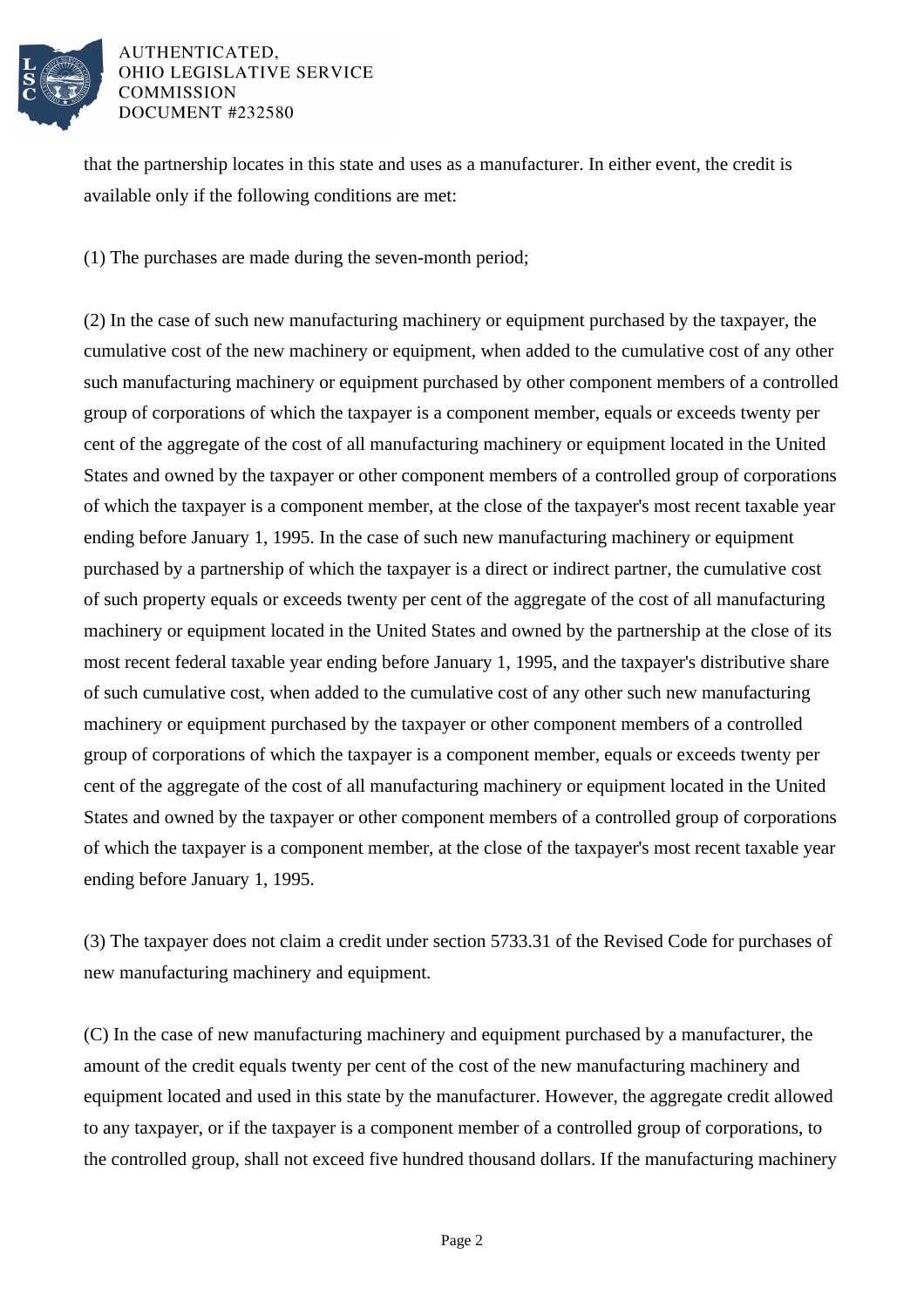that the partnership locates in this state and uses as a manufacturer. In either event, the credit is available only if the following conditions are met:

(1) The purchases are made during the seven-month period;

(2) In the case of such new manufacturing machinery or equipment purchased by the taxpayer, the cumulative cost of the new machinery or equipment, when added to the cumulative cost of any other such manufacturing machinery or equipment purchased by other component members of a controlled group of corporations of which the taxpayer is a component member, equals or exceeds twenty per cent of the aggregate of the cost of all manufacturing machinery or equipment located in the United States and owned by the taxpayer or other component members of a controlled group of corporations of which the taxpayer is a component member, at the close of the taxpayer's most recent taxable year ending before January 1, 1995. In the case of such new manufacturing machinery or equipment purchased by a partnership of which the taxpayer is a direct or indirect partner, the cumulative cost of such property equals or exceeds twenty per cent of the aggregate of the cost of all manufacturing machinery or equipment located in the United States and owned by the partnership at the close of its most recent federal taxable year ending before January 1, 1995, and the taxpayer's distributive share of such cumulative cost, when added to the cumulative cost of any other such new manufacturing machinery or equipment purchased by the taxpayer or other component members of a controlled group of corporations of which the taxpayer is a component member, equals or exceeds twenty per cent of the aggregate of the cost of all manufacturing machinery or equipment located in the United States and owned by the taxpayer or other component members of a controlled group of corporations of which the taxpayer is a component member, at the close of the taxpayer's most recent taxable year ending before January 1, 1995.

(3) The taxpayer does not claim a credit under section 5733.31 of the Revised Code for purchases of new manufacturing machinery and equipment.

(C) In the case of new manufacturing machinery and equipment purchased by a manufacturer, the amount of the credit equals twenty per cent of the cost of the new manufacturing machinery and equipment located and used in this state by the manufacturer. However, the aggregate credit allowed to any taxpayer, or if the taxpayer is a component member of a controlled group of corporations, to the controlled group, shall not exceed five hundred thousand dollars. If the manufacturing machinery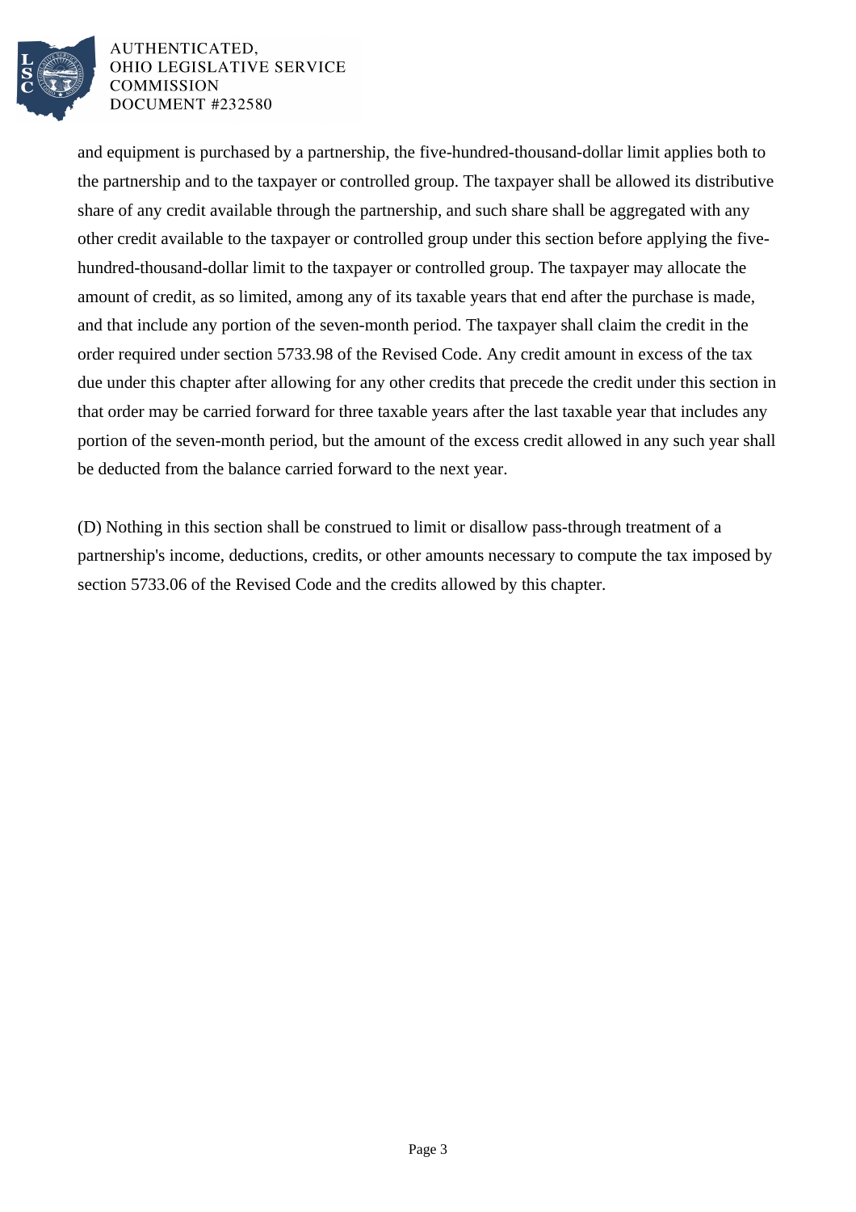and equipment is purchased by a partnership, the five-hundred-thousand-dollar limit applies both to the partnership and to the taxpayer or controlled group. The taxpayer shall be allowed its distributive share of any credit available through the partnership, and such share shall be aggregated with any other credit available to the taxpayer or controlled group under this section before applying the five-hundred-thousand-dollar limit to the taxpayer or controlled group. The taxpayer may allocate the amount of credit, as so limited, among any of its taxable years that end after the purchase is made, and that include any portion of the seven-month period. The taxpayer shall claim the credit in the order required under section 5733.98 of the Revised Code. Any credit amount in excess of the tax due under this chapter after allowing for any other credits that precede the credit under this section in that order may be carried forward for three taxable years after the last taxable year that includes any portion of the seven-month period, but the amount of the excess credit allowed in any such year shall be deducted from the balance carried forward to the next year.

(D) Nothing in this section shall be construed to limit or disallow pass-through treatment of a partnership's income, deductions, credits, or other amounts necessary to compute the tax imposed by section 5733.06 of the Revised Code and the credits allowed by this chapter.